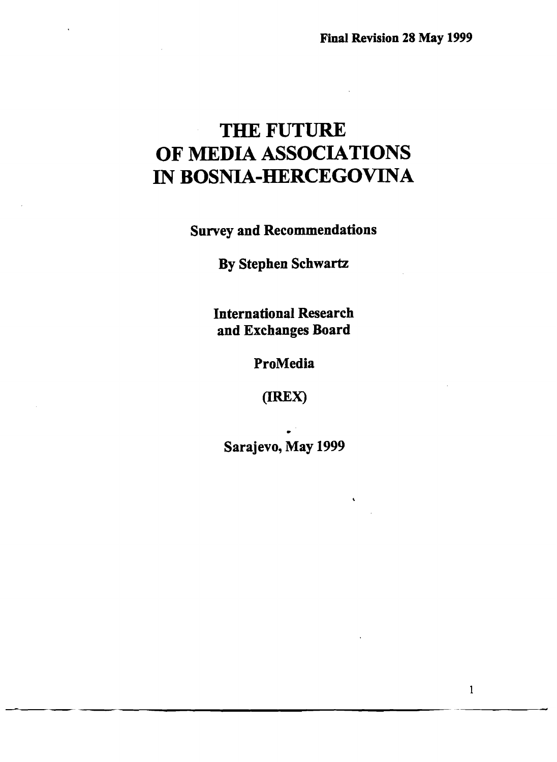**Final Revision 28 May 1999**

# THE FUTURE OF MEDIA ASSOCIATIONS IN BOSNIA-HERCEGOVINA

**Survey and Recommendations**

**By Stephen Schwartz**

**International Research and Exchanges Board**

**ProMedia**

**(IREX)**

**Sarajevo, May 1999**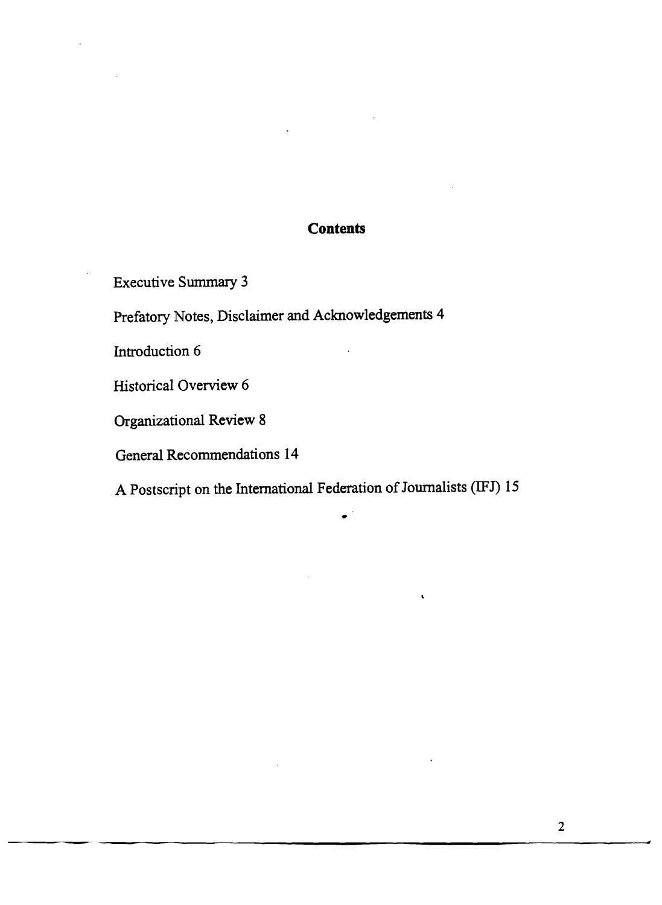## Contents

Executive Summary 3

Prefatory Notes, Disclaimer and Acknowledgements 4

Introduction 6

Historical Overview 6

Organizational Review 8

General Recommendations 14

A Postscript on the International Federation of Journalists (IFJ) 15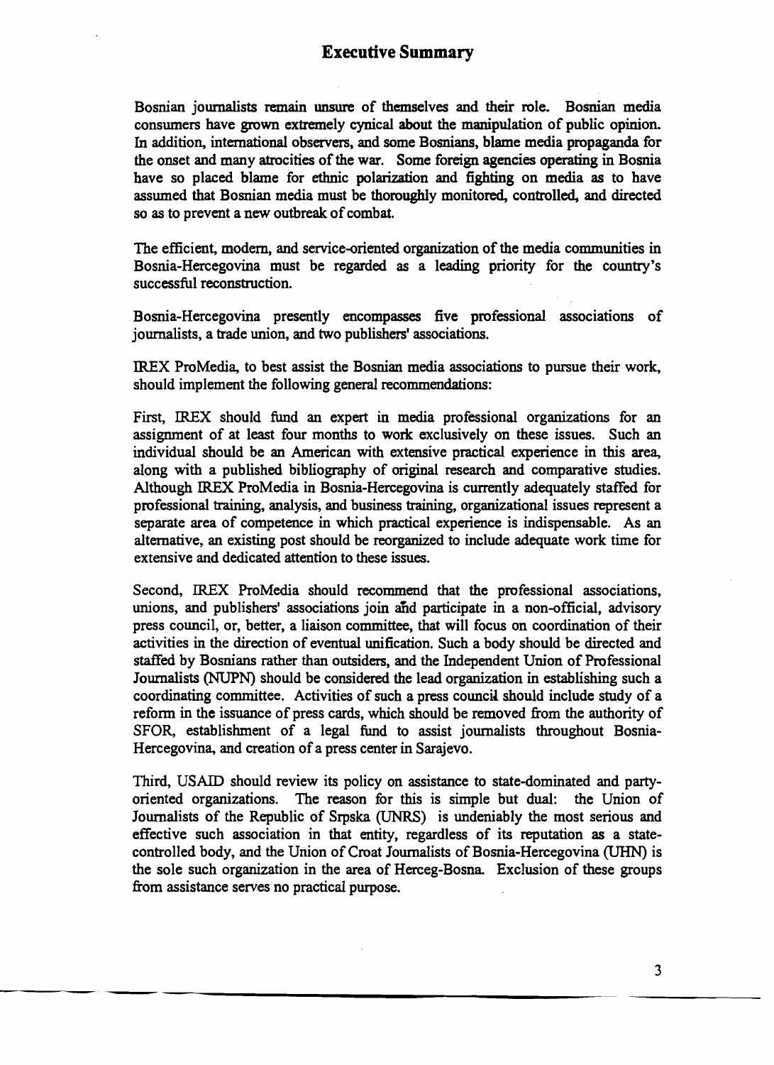## Executive Summary

Bosnian journalists remain unsure of themselves and their role. Bosnian media consumers have grown extremely cynical about the manipulation of public opinion. In addition, international observers, and some Bosnians, blame media propaganda for the onset and many atrocities of the war. Some foreign agencies operating in Bosnia have so placed blame for ethnic polarization and fighting on media as to have assumed that Bosnian media must be thoroughly monitored, controlled, and directed so as to prevent a new outbreak of combat.

The efficient, modern, and service-oriented organization of the media communities in Bosnia-Hercegovina must be regarded as a leading priority for the country's successful reconstruction.

Bosnia-Hercegovina presently encompasses five professional associations of journalists, a trade union, and two publishers' associations.

IREX ProMedia, to best assist the Bosnian media associations to pursue their work, should implement the following general recommendations:

First, IREX should fund an expert in media professional organizations for an assignment of at least four months to work exclusively on these issues. Such an individual should be an American with extensive practical experience in this area, along with a published bibliography of original research and comparative studies. Although IREX ProMedia in Bosnia-Hercegovina is currently adequately staffed for professional training, analysis, and business training, organizational issues represent a separate area of competence in which practical experience is indispensable. As an alternative, an existing post should be reorganized to include adequate work time for extensive and dedicated attention to these issues.

Second, IREX ProMedia should recommend that the professional associations, unions, and publishers' associations join and participate in a non-official, advisory press council, or, better, a liaison committee, that will focus on coordination of their activities in the direction of eventual unification. Such a body should be directed and staffed by Bosnians rather than outsiders, and the Independent Union of Professional Journalists (NUPN) should be considered the lead organization in establishing such a coordinating committee. Activities of such a press council should include study of a reform in the issuance of press cards, which should be removed from the authority of SFOR, establishment of a legal fund to assist journalists throughout Bosnia-Hercegovina, and creation of a press center in Sarajevo.

Third, USAID should review its policy on assistance to state-dominated and party-oriented organizations. The reason for this is simple but dual: the Union of Journalists of the Republic of Srpska (UNRS) is undeniably the most serious and effective such association in that entity, regardless of its reputation as a state-controlled body, and the Union of Croat Journalists of Bosnia-Hercegovina (UHN) is the sole such organization in the area of Herceg-Bosna. Exclusion of these groups from assistance serves no practical purpose.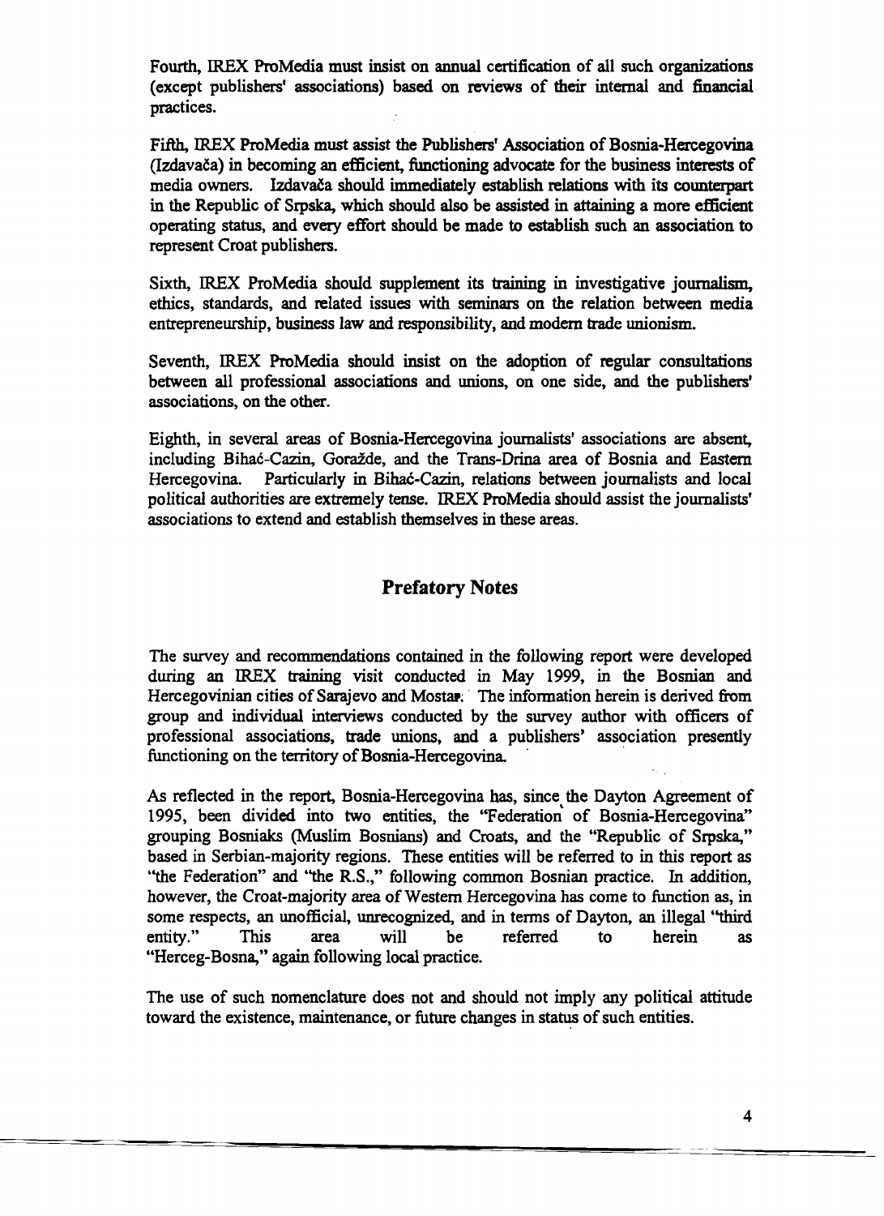Fourth, IREX ProMedia must insist on annual certification of all such organizations (except publishers' associations) based on reviews of their internal and financial practices.

Fifth, IREX ProMedia must assist the Publishers' Association of Bosnia-Hercegovina (Izdavača) in becoming an efficient, functioning advocate for the business interests of media owners. Izdavača should immediately establish relations with its counterpart in the Republic of Srpska, which should also be assisted in attaining a more efficient operating status, and every effort should be made to establish such an association to represent Croat publishers.

Sixth, IREX ProMedia should supplement its training in investigative journalism, ethics, standards, and related issues with seminars on the relation between media entrepreneurship, business law and responsibility, and modern trade unionism.

Seventh, IREX ProMedia should insist on the adoption of regular consultations between all professional associations and unions, on one side, and the publishers' associations, on the other.

Eighth, in several areas of Bosnia-Hercegovina journalists' associations are absent, including Bihać-Cazin, Goražde, and the Trans-Drina area of Bosnia and Eastern Hercegovina. Particularly in Bihać-Cazin, relations between journalists and local political authorities are extremely tense. IREX ProMedia should assist the journalists' associations to extend and establish themselves in these areas.

## Prefatory Notes

The survey and recommendations contained in the following report were developed during an IREX training visit conducted in May 1999, in the Bosnian and Hercegovinian cities of Sarajevo and Mostar. The information herein is derived from group and individual interviews conducted by the survey author with officers of professional associations, trade unions, and a publishers' association presently functioning on the territory of Bosnia-Hercegovina.

As reflected in the report, Bosnia-Hercegovina has, since the Dayton Agreement of 1995, been divided into two entities, the "Federation of Bosnia-Hercegovina" grouping Bosniaks (Muslim Bosnians) and Croats, and the "Republic of Srpska," based in Serbian-majority regions. These entities will be referred to in this report as "the Federation" and "the R.S.," following common Bosnian practice. In addition, however, the Croat-majority area of Western Hercegovina has come to function as, in some respects, an unofficial, unrecognized, and in terms of Dayton, an illegal "third entity." This area will be referred to herein as "Herceg-Bosna," again following local practice.

The use of such nomenclature does not and should not imply any political attitude toward the existence, maintenance, or future changes in status of such entities.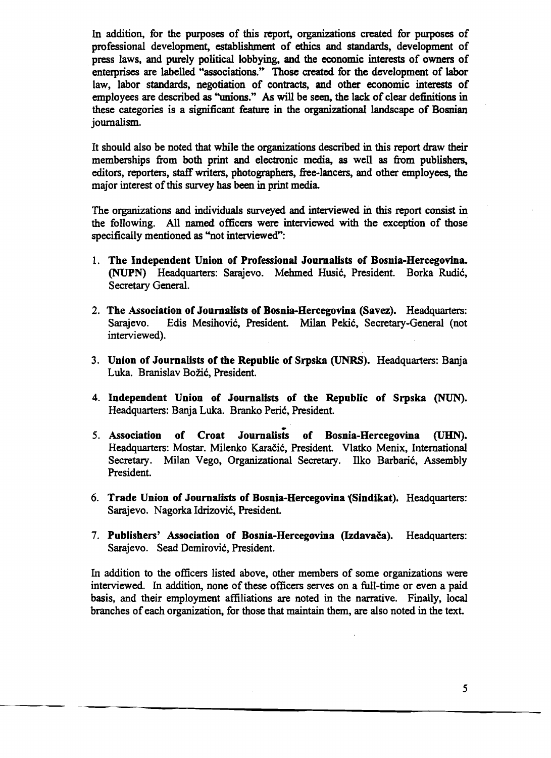In addition, for the purposes of this report, organizations created for purposes of professional development, establishment of ethics and standards, development of press laws, and purely political lobbying, and the economic interests of owners of enterprises are labelled "associations." Those created for the development of labor law, labor standards, negotiation of contracts, and other economic interests of employees are described as "unions." As will be seen, the lack of clear definitions in these categories is a significant feature in the organizational landscape of Bosnian journalism.

It should also be noted that while the organizations described in this report draw their memberships from both print and electronic media, as well as from publishers, editors, reporters, staff writers, photographers, free-lancers, and other employees, the major interest of this survey has been in print media.

The organizations and individuals surveyed and interviewed in this report consist in the following. All named officers were interviewed with the exception of those specifically mentioned as "not interviewed":

1. **The Independent Union of Professional Journalists of Bosnia-Hercegovina. (NUPN)** Headquarters: Sarajevo. Mehmed Husić, President. Borka Rudić, Secretary General.

2. **The Association of Journalists of Bosnia-Hercegovina (Savez).** Headquarters: Sarajevo. Edis Mesihović, President. Milan Pekić, Secretary-General (not interviewed).

3. **Union of Journalists of the Republic of Srpska (UNRS).** Headquarters: Banja Luka. Branislav Božić, President.

4. **Independent Union of Journalists of the Republic of Srpska (NUN).** Headquarters: Banja Luka. Branko Perić, President.

5. **Association of Croat Journalists of Bosnia-Hercegovina (UHN).** Headquarters: Mostar. Milenko Karačić, President. Vlatko Menix, International Secretary. Milan Vego, Organizational Secretary. Ilko Barbarić, Assembly President.

6. **Trade Union of Journalists of Bosnia-Hercegovina (Sindikat).** Headquarters: Sarajevo. Nagorka Idrizović, President.

7. **Publishers' Association of Bosnia-Hercegovina (Izdavača).** Headquarters: Sarajevo. Sead Demirović, President.

In addition to the officers listed above, other members of some organizations were interviewed. In addition, none of these officers serves on a full-time or even a paid basis, and their employment affiliations are noted in the narrative. Finally, local branches of each organization, for those that maintain them, are also noted in the text.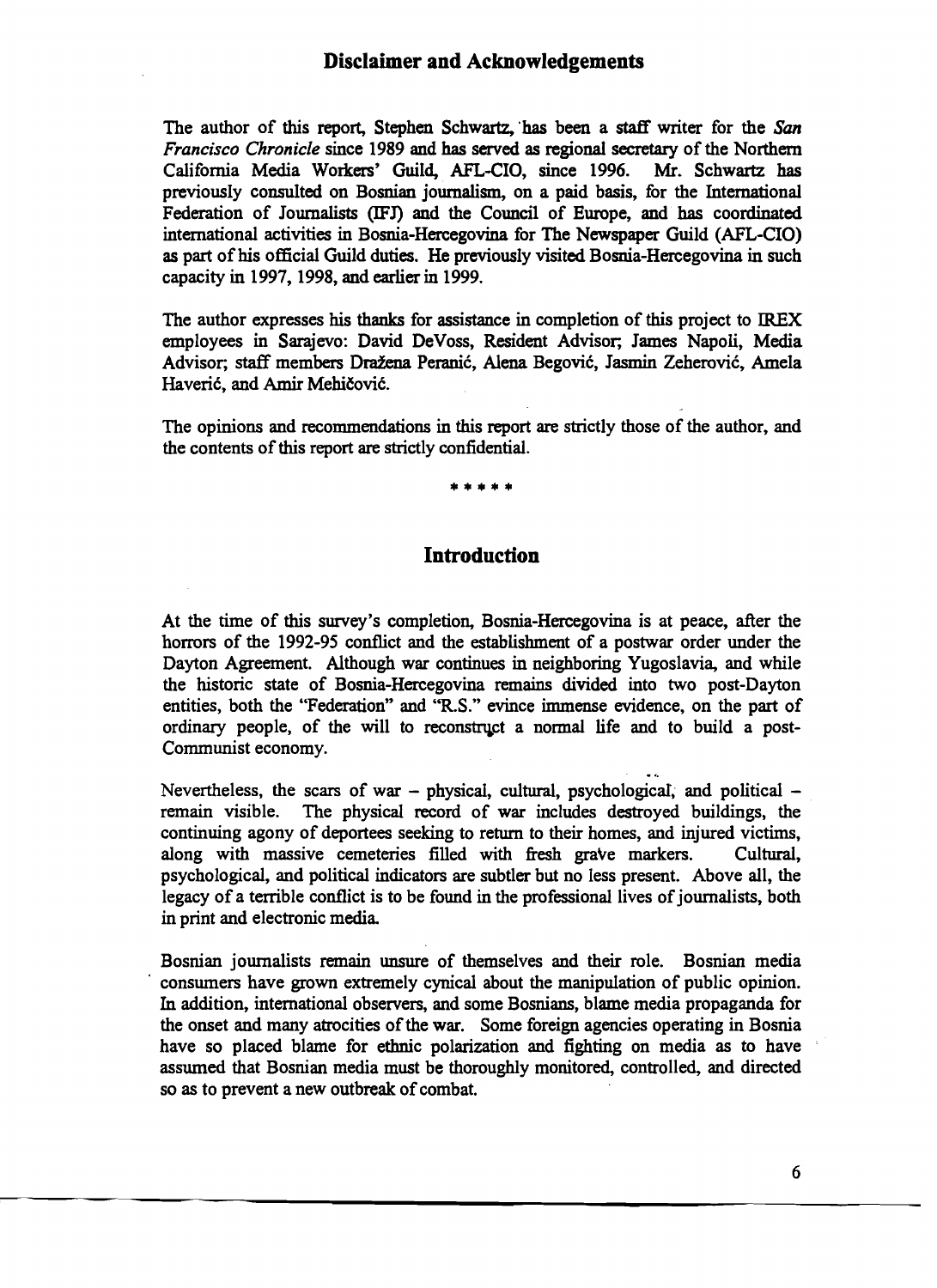## Disclaimer and Acknowledgements

The author of this report, Stephen Schwartz, has been a staff writer for the *San Francisco Chronicle* since 1989 and has served as regional secretary of the Northern California Media Workers' Guild, AFL-CIO, since 1996. Mr. Schwartz has previously consulted on Bosnian journalism, on a paid basis, for the International Federation of Journalists (IFJ) and the Council of Europe, and has coordinated international activities in Bosnia-Hercegovina for The Newspaper Guild (AFL-CIO) as part of his official Guild duties. He previously visited Bosnia-Hercegovina in such capacity in 1997, 1998, and earlier in 1999.

The author expresses his thanks for assistance in completion of this project to IREX employees in Sarajevo: David DeVoss, Resident Advisor; James Napoli, Media Advisor; staff members Dražena Peranić, Alena Begović, Jasmin Zeherović, Amela Haverić, and Amir Mehičović.

The opinions and recommendations in this report are strictly those of the author, and the contents of this report are strictly confidential.

\*\*\*\*\*

## Introduction

At the time of this survey's completion, Bosnia-Hercegovina is at peace, after the horrors of the 1992-95 conflict and the establishment of a postwar order under the Dayton Agreement. Although war continues in neighboring Yugoslavia, and while the historic state of Bosnia-Hercegovina remains divided into two post-Dayton entities, both the "Federation" and "R.S." evince immense evidence, on the part of ordinary people, of the will to reconstruct a normal life and to build a post-Communist economy.

Nevertheless, the scars of war – physical, cultural, psychological, and political – remain visible. The physical record of war includes destroyed buildings, the continuing agony of deportees seeking to return to their homes, and injured victims, along with massive cemeteries filled with fresh grave markers. Cultural, psychological, and political indicators are subtler but no less present. Above all, the legacy of a terrible conflict is to be found in the professional lives of journalists, both in print and electronic media.

Bosnian journalists remain unsure of themselves and their role. Bosnian media consumers have grown extremely cynical about the manipulation of public opinion. In addition, international observers, and some Bosnians, blame media propaganda for the onset and many atrocities of the war. Some foreign agencies operating in Bosnia have so placed blame for ethnic polarization and fighting on media as to have assumed that Bosnian media must be thoroughly monitored, controlled, and directed so as to prevent a new outbreak of combat.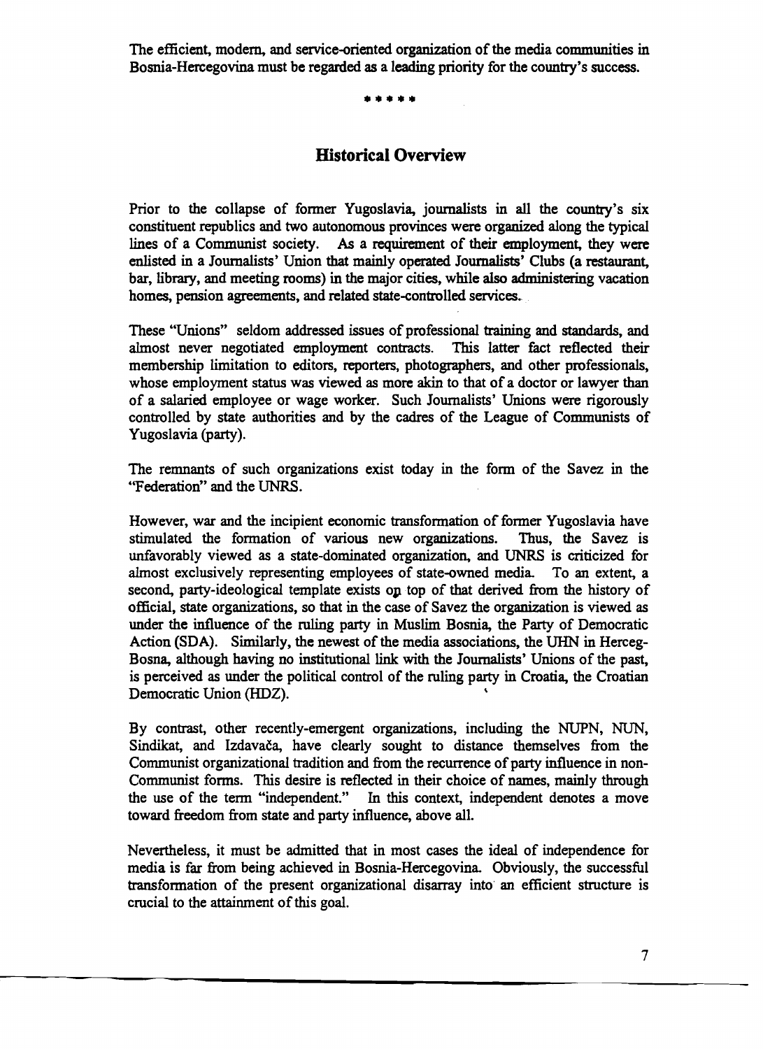The efficient, modern, and service-oriented organization of the media communities in Bosnia-Hercegovina must be regarded as a leading priority for the country's success.

\*\*\*\*\*

## Historical Overview

Prior to the collapse of former Yugoslavia, journalists in all the country's six constituent republics and two autonomous provinces were organized along the typical lines of a Communist society. As a requirement of their employment, they were enlisted in a Journalists' Union that mainly operated Journalists' Clubs (a restaurant, bar, library, and meeting rooms) in the major cities, while also administering vacation homes, pension agreements, and related state-controlled services.

These "Unions" seldom addressed issues of professional training and standards, and almost never negotiated employment contracts. This latter fact reflected their membership limitation to editors, reporters, photographers, and other professionals, whose employment status was viewed as more akin to that of a doctor or lawyer than of a salaried employee or wage worker. Such Journalists' Unions were rigorously controlled by state authorities and by the cadres of the League of Communists of Yugoslavia (party).

The remnants of such organizations exist today in the form of the Savez in the "Federation" and the UNRS.

However, war and the incipient economic transformation of former Yugoslavia have stimulated the formation of various new organizations. Thus, the Savez is unfavorably viewed as a state-dominated organization, and UNRS is criticized for almost exclusively representing employees of state-owned media. To an extent, a second, party-ideological template exists on top of that derived from the history of official, state organizations, so that in the case of Savez the organization is viewed as under the influence of the ruling party in Muslim Bosnia, the Party of Democratic Action (SDA). Similarly, the newest of the media associations, the UHN in Herceg-Bosna, although having no institutional link with the Journalists' Unions of the past, is perceived as under the political control of the ruling party in Croatia, the Croatian Democratic Union (HDZ).

By contrast, other recently-emergent organizations, including the NUPN, NUN, Sindikat, and Izdavača, have clearly sought to distance themselves from the Communist organizational tradition and from the recurrence of party influence in non-Communist forms. This desire is reflected in their choice of names, mainly through the use of the term "independent." In this context, independent denotes a move toward freedom from state and party influence, above all.

Nevertheless, it must be admitted that in most cases the ideal of independence for media is far from being achieved in Bosnia-Hercegovina. Obviously, the successful transformation of the present organizational disarray into an efficient structure is crucial to the attainment of this goal.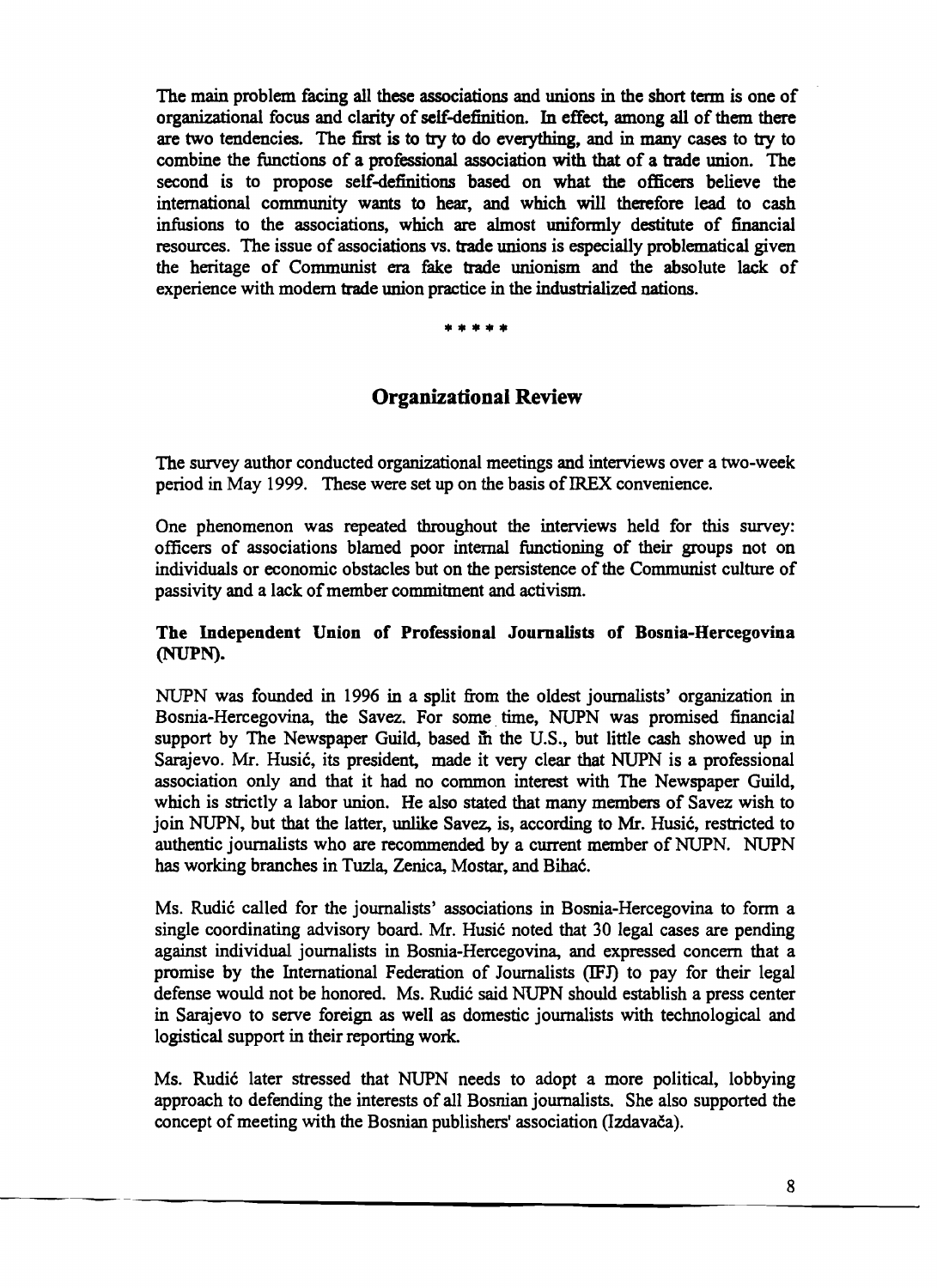The main problem facing all these associations and unions in the short term is one of organizational focus and clarity of self-definition. In effect, among all of them there are two tendencies. The first is to try to do everything, and in many cases to try to combine the functions of a professional association with that of a trade union. The second is to propose self-definitions based on what the officers believe the international community wants to hear, and which will therefore lead to cash infusions to the associations, which are almost uniformly destitute of financial resources. The issue of associations vs. trade unions is especially problematical given the heritage of Communist era fake trade unionism and the absolute lack of experience with modern trade union practice in the industrialized nations.

\* \* \* \* \*

## Organizational Review

The survey author conducted organizational meetings and interviews over a two-week period in May 1999. These were set up on the basis of IREX convenience.

One phenomenon was repeated throughout the interviews held for this survey: officers of associations blamed poor internal functioning of their groups not on individuals or economic obstacles but on the persistence of the Communist culture of passivity and a lack of member commitment and activism.

**The Independent Union of Professional Journalists of Bosnia-Hercegovina (NUPN).**

NUPN was founded in 1996 in a split from the oldest journalists' organization in Bosnia-Hercegovina, the Savez. For some time, NUPN was promised financial support by The Newspaper Guild, based in the U.S., but little cash showed up in Sarajevo. Mr. Husić, its president, made it very clear that NUPN is a professional association only and that it had no common interest with The Newspaper Guild, which is strictly a labor union. He also stated that many members of Savez wish to join NUPN, but that the latter, unlike Savez, is, according to Mr. Husić, restricted to authentic journalists who are recommended by a current member of NUPN. NUPN has working branches in Tuzla, Zenica, Mostar, and Bihać.

Ms. Rudić called for the journalists' associations in Bosnia-Hercegovina to form a single coordinating advisory board. Mr. Husić noted that 30 legal cases are pending against individual journalists in Bosnia-Hercegovina, and expressed concern that a promise by the International Federation of Journalists (IFJ) to pay for their legal defense would not be honored. Ms. Rudić said NUPN should establish a press center in Sarajevo to serve foreign as well as domestic journalists with technological and logistical support in their reporting work.

Ms. Rudić later stressed that NUPN needs to adopt a more political, lobbying approach to defending the interests of all Bosnian journalists. She also supported the concept of meeting with the Bosnian publishers' association (Izdavača).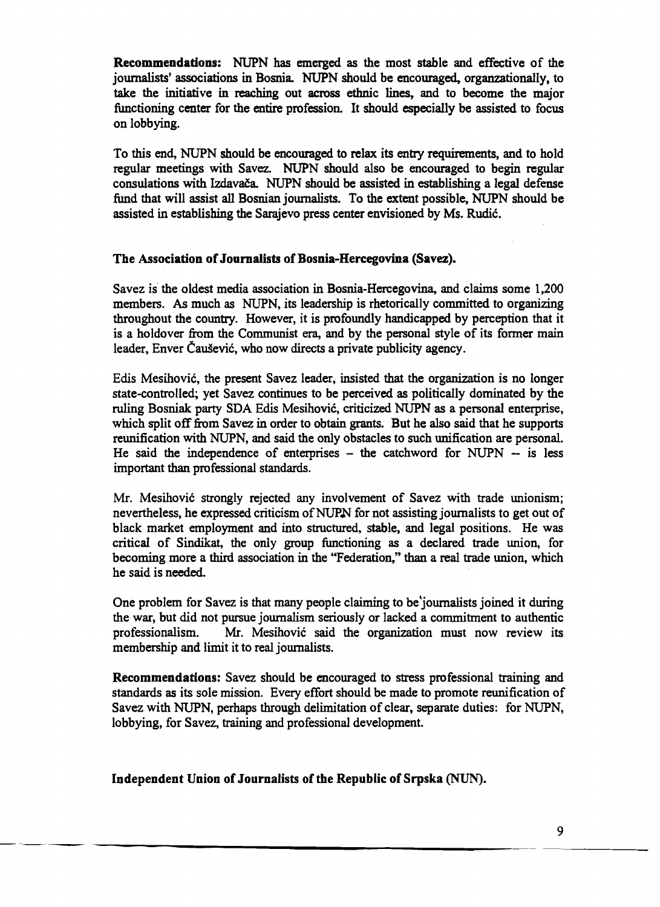**Recommendations:** NUPN has emerged as the most stable and effective of the journalists' associations in Bosnia. NUPN should be encouraged, organzationally, to take the initiative in reaching out across ethnic lines, and to become the major functioning center for the entire profession. It should especially be assisted to focus on lobbying.

To this end, NUPN should be encouraged to relax its entry requirements, and to hold regular meetings with Savez. NUPN should also be encouraged to begin regular consulations with Izdavača. NUPN should be assisted in establishing a legal defense fund that will assist all Bosnian journalists. To the extent possible, NUPN should be assisted in establishing the Sarajevo press center envisioned by Ms. Rudić.

**The Association of Journalists of Bosnia-Hercegovina (Savez).**

Savez is the oldest media association in Bosnia-Hercegovina, and claims some 1,200 members. As much as NUPN, its leadership is rhetorically committed to organizing throughout the country. However, it is profoundly handicapped by perception that it is a holdover from the Communist era, and by the personal style of its former main leader, Enver Čaušević, who now directs a private publicity agency.

Edis Mesihović, the present Savez leader, insisted that the organization is no longer state-controlled; yet Savez continues to be perceived as politically dominated by the ruling Bosniak party SDA Edis Mesihović, criticized NUPN as a personal enterprise, which split off from Savez in order to obtain grants. But he also said that he supports reunification with NUPN, and said the only obstacles to such unification are personal. He said the independence of enterprises -- the catchword for NUPN -- is less important than professional standards.

Mr. Mesihović strongly rejected any involvement of Savez with trade unionism; nevertheless, he expressed criticism of NUPN for not assisting journalists to get out of black market employment and into structured, stable, and legal positions. He was critical of Sindikat, the only group functioning as a declared trade union, for becoming more a third association in the "Federation," than a real trade union, which he said is needed.

One problem for Savez is that many people claiming to be journalists joined it during the war, but did not pursue journalism seriously or lacked a commitment to authentic professionalism. Mr. Mesihović said the organization must now review its membership and limit it to real journalists.

**Recommendations:** Savez should be encouraged to stress professional training and standards as its sole mission. Every effort should be made to promote reunification of Savez with NUPN, perhaps through delimitation of clear, separate duties: for NUPN, lobbying, for Savez, training and professional development.

**Independent Union of Journalists of the Republic of Srpska (NUN).**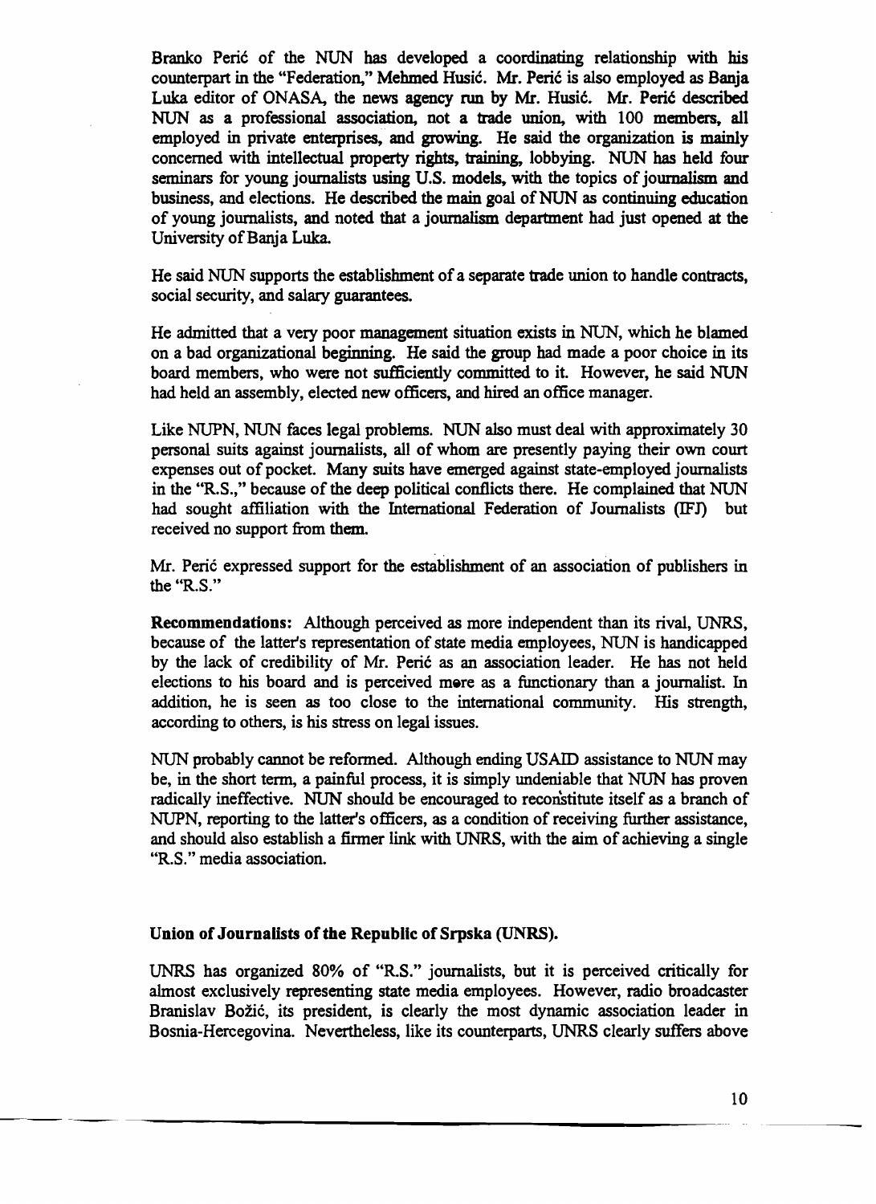Branko Perić of the NUN has developed a coordinating relationship with his counterpart in the "Federation," Mehmed Husić. Mr. Perić is also employed as Banja Luka editor of ONASA, the news agency run by Mr. Husić. Mr. Perić described NUN as a professional association, not a trade union, with 100 members, all employed in private enterprises, and growing. He said the organization is mainly concerned with intellectual property rights, training, lobbying. NUN has held four seminars for young journalists using U.S. models, with the topics of journalism and business, and elections. He described the main goal of NUN as continuing education of young journalists, and noted that a journalism department had just opened at the University of Banja Luka.

He said NUN supports the establishment of a separate trade union to handle contracts, social security, and salary guarantees.

He admitted that a very poor management situation exists in NUN, which he blamed on a bad organizational beginning. He said the group had made a poor choice in its board members, who were not sufficiently committed to it. However, he said NUN had held an assembly, elected new officers, and hired an office manager.

Like NUPN, NUN faces legal problems. NUN also must deal with approximately 30 personal suits against journalists, all of whom are presently paying their own court expenses out of pocket. Many suits have emerged against state-employed journalists in the "R.S.," because of the deep political conflicts there. He complained that NUN had sought affiliation with the International Federation of Journalists (IFJ) but received no support from them.

Mr. Perić expressed support for the establishment of an association of publishers in the "R.S."

**Recommendations:** Although perceived as more independent than its rival, UNRS, because of the latter's representation of state media employees, NUN is handicapped by the lack of credibility of Mr. Perić as an association leader. He has not held elections to his board and is perceived more as a functionary than a journalist. In addition, he is seen as too close to the international community. His strength, according to others, is his stress on legal issues.

NUN probably cannot be reformed. Although ending USAID assistance to NUN may be, in the short term, a painful process, it is simply undeniable that NUN has proven radically ineffective. NUN should be encouraged to reconstitute itself as a branch of NUPN, reporting to the latter's officers, as a condition of receiving further assistance, and should also establish a firmer link with UNRS, with the aim of achieving a single "R.S." media association.

**Union of Journalists of the Republic of Srpska (UNRS).**

UNRS has organized 80% of "R.S." journalists, but it is perceived critically for almost exclusively representing state media employees. However, radio broadcaster Branislav Božić, its president, is clearly the most dynamic association leader in Bosnia-Hercegovina. Nevertheless, like its counterparts, UNRS clearly suffers above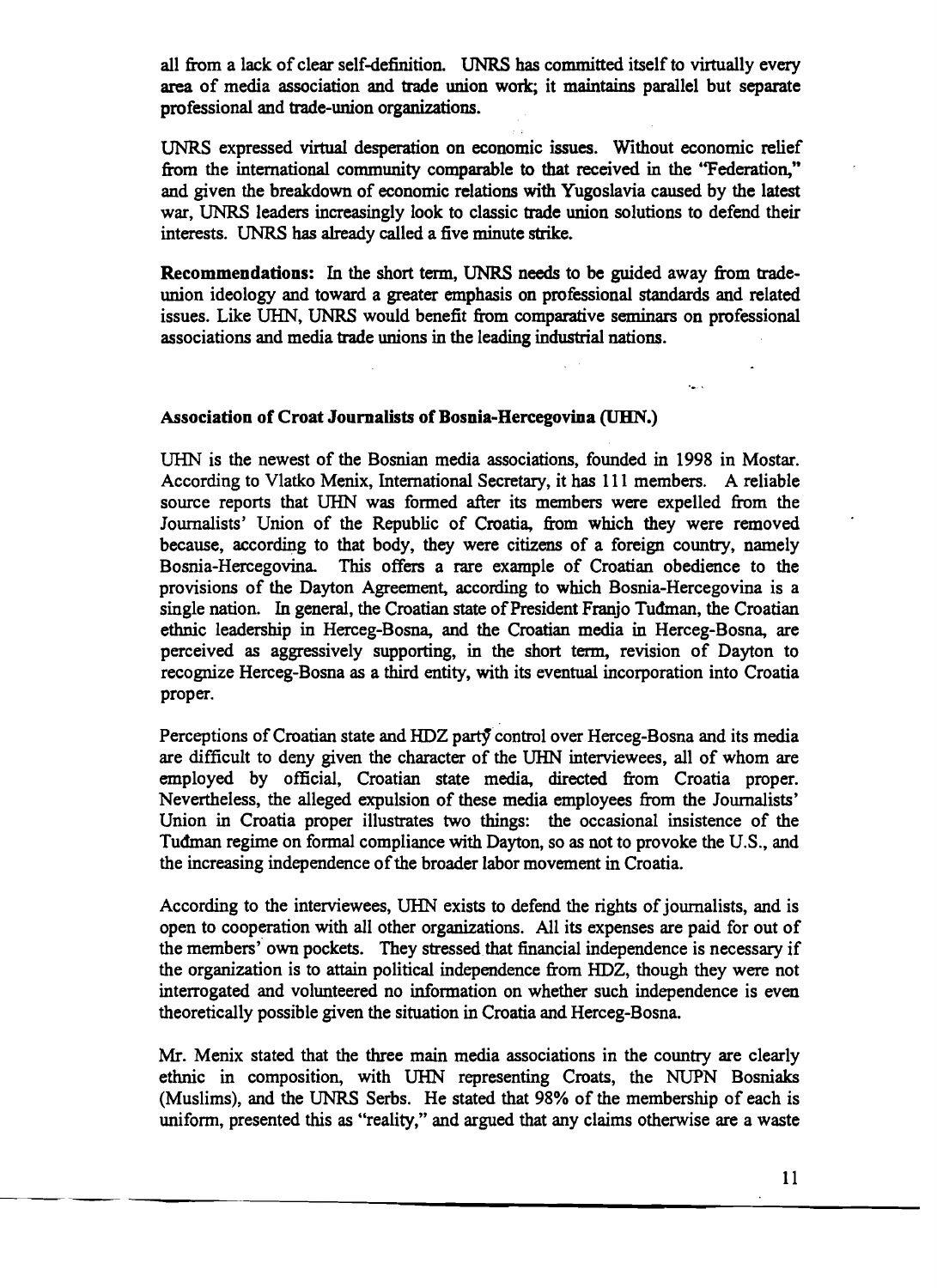all from a lack of clear self-definition. UNRS has committed itself to virtually every area of media association and trade union work; it maintains parallel but separate professional and trade-union organizations.

UNRS expressed virtual desperation on economic issues. Without economic relief from the international community comparable to that received in the "Federation," and given the breakdown of economic relations with Yugoslavia caused by the latest war, UNRS leaders increasingly look to classic trade union solutions to defend their interests. UNRS has already called a five minute strike.

**Recommendations:** In the short term, UNRS needs to be guided away from trade-union ideology and toward a greater emphasis on professional standards and related issues. Like UHN, UNRS would benefit from comparative seminars on professional associations and media trade unions in the leading industrial nations.

### Association of Croat Journalists of Bosnia-Hercegovina (UHN.)

UHN is the newest of the Bosnian media associations, founded in 1998 in Mostar. According to Vlatko Menix, International Secretary, it has 111 members. A reliable source reports that UHN was formed after its members were expelled from the Journalists' Union of the Republic of Croatia, from which they were removed because, according to that body, they were citizens of a foreign country, namely Bosnia-Hercegovina. This offers a rare example of Croatian obedience to the provisions of the Dayton Agreement, according to which Bosnia-Hercegovina is a single nation. In general, the Croatian state of President Franjo Tuđman, the Croatian ethnic leadership in Herceg-Bosna, and the Croatian media in Herceg-Bosna, are perceived as aggressively supporting, in the short term, revision of Dayton to recognize Herceg-Bosna as a third entity, with its eventual incorporation into Croatia proper.

Perceptions of Croatian state and HDZ party control over Herceg-Bosna and its media are difficult to deny given the character of the UHN interviewees, all of whom are employed by official, Croatian state media, directed from Croatia proper. Nevertheless, the alleged expulsion of these media employees from the Journalists' Union in Croatia proper illustrates two things: the occasional insistence of the Tuđman regime on formal compliance with Dayton, so as not to provoke the U.S., and the increasing independence of the broader labor movement in Croatia.

According to the interviewees, UHN exists to defend the rights of journalists, and is open to cooperation with all other organizations. All its expenses are paid for out of the members' own pockets. They stressed that financial independence is necessary if the organization is to attain political independence from HDZ, though they were not interrogated and volunteered no information on whether such independence is even theoretically possible given the situation in Croatia and Herceg-Bosna.

Mr. Menix stated that the three main media associations in the country are clearly ethnic in composition, with UHN representing Croats, the NUPN Bosniaks (Muslims), and the UNRS Serbs. He stated that 98% of the membership of each is uniform, presented this as "reality," and argued that any claims otherwise are a waste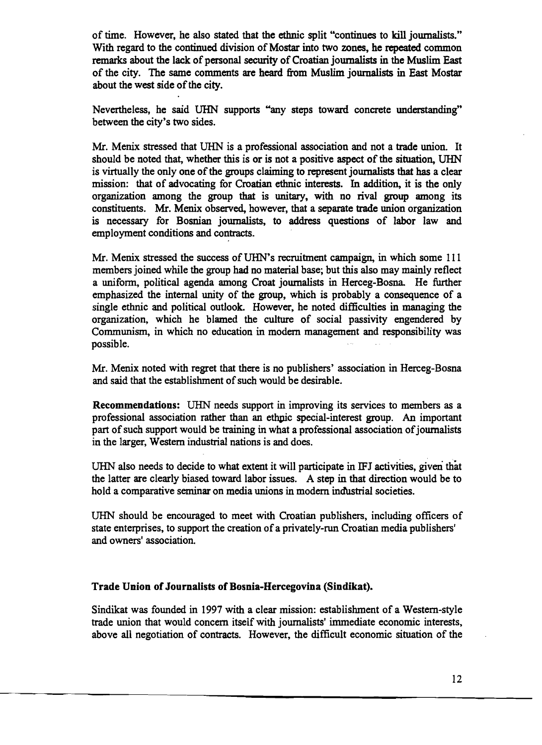of time. However, he also stated that the ethnic split "continues to kill journalists." With regard to the continued division of Mostar into two zones, he repeated common remarks about the lack of personal security of Croatian journalists in the Muslim East of the city. The same comments are heard from Muslim journalists in East Mostar about the west side of the city.

Nevertheless, he said UHN supports "any steps toward concrete understanding" between the city's two sides.

Mr. Menix stressed that UHN is a professional association and not a trade union. It should be noted that, whether this is or is not a positive aspect of the situation, UHN is virtually the only one of the groups claiming to represent journalists that has a clear mission: that of advocating for Croatian ethnic interests. In addition, it is the only organization among the group that is unitary, with no rival group among its constituents. Mr. Menix observed, however, that a separate trade union organization is necessary for Bosnian journalists, to address questions of labor law and employment conditions and contracts.

Mr. Menix stressed the success of UHN's recruitment campaign, in which some 111 members joined while the group had no material base; but this also may mainly reflect a uniform, political agenda among Croat journalists in Herceg-Bosna. He further emphasized the internal unity of the group, which is probably a consequence of a single ethnic and political outlook. However, he noted difficulties in managing the organization, which he blamed the culture of social passivity engendered by Communism, in which no education in modern management and responsibility was possible.

Mr. Menix noted with regret that there is no publishers' association in Herceg-Bosna and said that the establishment of such would be desirable.

**Recommendations:** UHN needs support in improving its services to members as a professional association rather than an ethnic special-interest group. An important part of such support would be training in what a professional association of journalists in the larger, Western industrial nations is and does.

UHN also needs to decide to what extent it will participate in IFJ activities, given that the latter are clearly biased toward labor issues. A step in that direction would be to hold a comparative seminar on media unions in modern industrial societies.

UHN should be encouraged to meet with Croatian publishers, including officers of state enterprises, to support the creation of a privately-run Croatian media publishers' and owners' association.

### Trade Union of Journalists of Bosnia-Hercegovina (Sindikat).

Sindikat was founded in 1997 with a clear mission: establishment of a Western-style trade union that would concern itself with journalists' immediate economic interests, above all negotiation of contracts. However, the difficult economic situation of the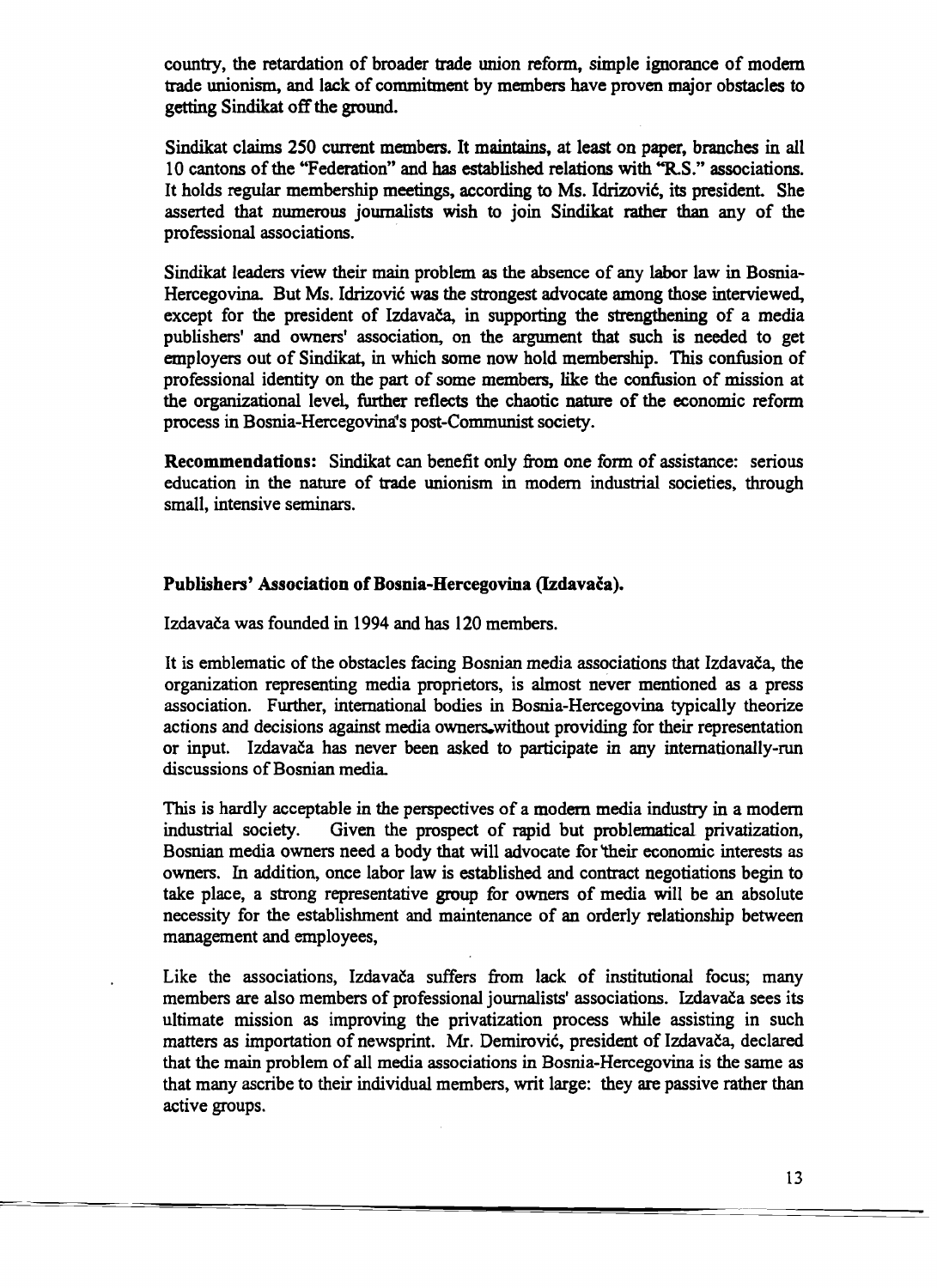country, the retardation of broader trade union reform, simple ignorance of modern trade unionism, and lack of commitment by members have proven major obstacles to getting Sindikat off the ground.

Sindikat claims 250 current members. It maintains, at least on paper, branches in all 10 cantons of the "Federation" and has established relations with "R.S." associations. It holds regular membership meetings, according to Ms. Idrizović, its president. She asserted that numerous journalists wish to join Sindikat rather than any of the professional associations.

Sindikat leaders view their main problem as the absence of any labor law in Bosnia-Hercegovina. But Ms. Idrizović was the strongest advocate among those interviewed, except for the president of Izdavača, in supporting the strengthening of a media publishers' and owners' association, on the argument that such is needed to get employers out of Sindikat, in which some now hold membership. This confusion of professional identity on the part of some members, like the confusion of mission at the organizational level, further reflects the chaotic nature of the economic reform process in Bosnia-Hercegovina's post-Communist society.

**Recommendations:** Sindikat can benefit only from one form of assistance: serious education in the nature of trade unionism in modern industrial societies, through small, intensive seminars.

### Publishers' Association of Bosnia-Hercegovina (Izdavača).

Izdavača was founded in 1994 and has 120 members.

It is emblematic of the obstacles facing Bosnian media associations that Izdavača, the organization representing media proprietors, is almost never mentioned as a press association. Further, international bodies in Bosnia-Hercegovina typically theorize actions and decisions against media owners, without providing for their representation or input. Izdavača has never been asked to participate in any internationally-run discussions of Bosnian media.

This is hardly acceptable in the perspectives of a modern media industry in a modern industrial society. Given the prospect of rapid but problematical privatization, Bosnian media owners need a body that will advocate for their economic interests as owners. In addition, once labor law is established and contract negotiations begin to take place, a strong representative group for owners of media will be an absolute necessity for the establishment and maintenance of an orderly relationship between management and employees,

Like the associations, Izdavača suffers from lack of institutional focus; many members are also members of professional journalists' associations. Izdavača sees its ultimate mission as improving the privatization process while assisting in such matters as importation of newsprint. Mr. Demirović, president of Izdavača, declared that the main problem of all media associations in Bosnia-Hercegovina is the same as that many ascribe to their individual members, writ large: they are passive rather than active groups.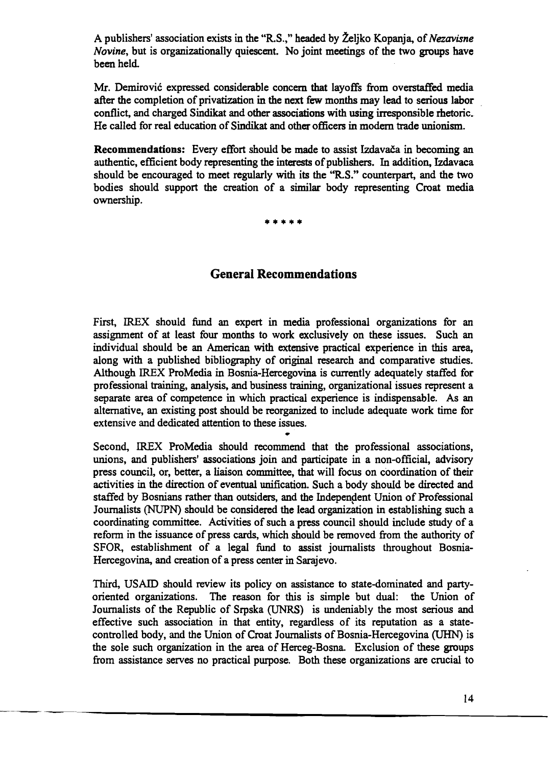A publishers' association exists in the "R.S.," headed by Željko Kopanja, of *Nezavisne Novine*, but is organizationally quiescent. No joint meetings of the two groups have been held.

Mr. Demirović expressed considerable concern that layoffs from overstaffed media after the completion of privatization in the next few months may lead to serious labor conflict, and charged Sindikat and other associations with using irresponsible rhetoric. He called for real education of Sindikat and other officers in modern trade unionism.

**Recommendations:** Every effort should be made to assist Izdavača in becoming an authentic, efficient body representing the interests of publishers. In addition, Izdavaca should be encouraged to meet regularly with its the "R.S." counterpart, and the two bodies should support the creation of a similar body representing Croat media ownership.

\*\*\*\*\*

## General Recommendations

First, IREX should fund an expert in media professional organizations for an assignment of at least four months to work exclusively on these issues. Such an individual should be an American with extensive practical experience in this area, along with a published bibliography of original research and comparative studies. Although IREX ProMedia in Bosnia-Hercegovina is currently adequately staffed for professional training, analysis, and business training, organizational issues represent a separate area of competence in which practical experience is indispensable. As an alternative, an existing post should be reorganized to include adequate work time for extensive and dedicated attention to these issues.

Second, IREX ProMedia should recommend that the professional associations, unions, and publishers' associations join and participate in a non-official, advisory press council, or, better, a liaison committee, that will focus on coordination of their activities in the direction of eventual unification. Such a body should be directed and staffed by Bosnians rather than outsiders, and the Independent Union of Professional Journalists (NUPN) should be considered the lead organization in establishing such a coordinating committee. Activities of such a press council should include study of a reform in the issuance of press cards, which should be removed from the authority of SFOR, establishment of a legal fund to assist journalists throughout Bosnia-Hercegovina, and creation of a press center in Sarajevo.

Third, USAID should review its policy on assistance to state-dominated and party-oriented organizations. The reason for this is simple but dual: the Union of Journalists of the Republic of Srpska (UNRS) is undeniably the most serious and effective such association in that entity, regardless of its reputation as a state-controlled body, and the Union of Croat Journalists of Bosnia-Hercegovina (UHN) is the sole such organization in the area of Herceg-Bosna. Exclusion of these groups from assistance serves no practical purpose. Both these organizations are crucial to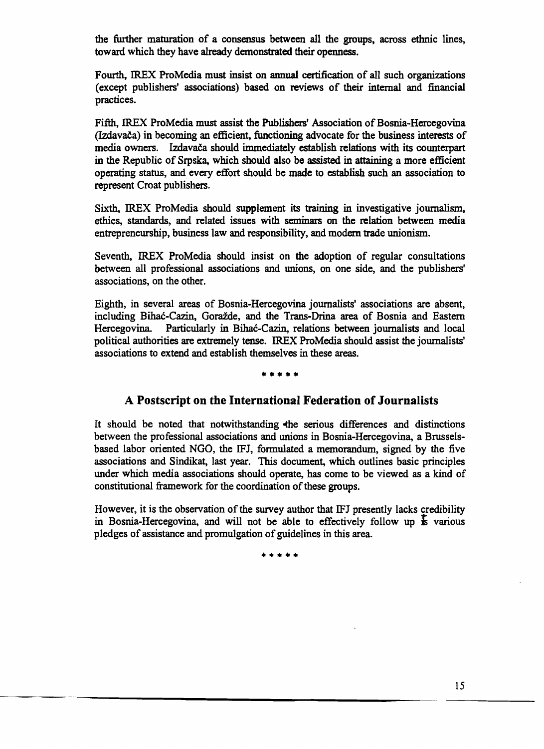the further maturation of a consensus between all the groups, across ethnic lines, toward which they have already demonstrated their openness.

Fourth, IREX ProMedia must insist on annual certification of all such organizations (except publishers' associations) based on reviews of their internal and financial practices.

Fifth, IREX ProMedia must assist the Publishers' Association of Bosnia-Hercegovina (Izdavača) in becoming an efficient, functioning advocate for the business interests of media owners. Izdavača should immediately establish relations with its counterpart in the Republic of Srpska, which should also be assisted in attaining a more efficient operating status, and every effort should be made to establish such an association to represent Croat publishers.

Sixth, IREX ProMedia should supplement its training in investigative journalism, ethics, standards, and related issues with seminars on the relation between media entrepreneurship, business law and responsibility, and modern trade unionism.

Seventh, IREX ProMedia should insist on the adoption of regular consultations between all professional associations and unions, on one side, and the publishers' associations, on the other.

Eighth, in several areas of Bosnia-Hercegovina journalists' associations are absent, including Bihać-Cazin, Goražde, and the Trans-Drina area of Bosnia and Eastern Hercegovina. Particularly in Bihać-Cazin, relations between journalists and local political authorities are extremely tense. IREX ProMedia should assist the journalists' associations to extend and establish themselves in these areas.

\* \* \* \* \*

## A Postscript on the International Federation of Journalists

It should be noted that notwithstanding the serious differences and distinctions between the professional associations and unions in Bosnia-Hercegovina, a Brussels-based labor oriented NGO, the IFJ, formulated a memorandum, signed by the five associations and Sindikat, last year. This document, which outlines basic principles under which media associations should operate, has come to be viewed as a kind of constitutional framework for the coordination of these groups.

However, it is the observation of the survey author that IFJ presently lacks credibility in Bosnia-Hercegovina, and will not be able to effectively follow up its various pledges of assistance and promulgation of guidelines in this area.

\* \* \* \* \*